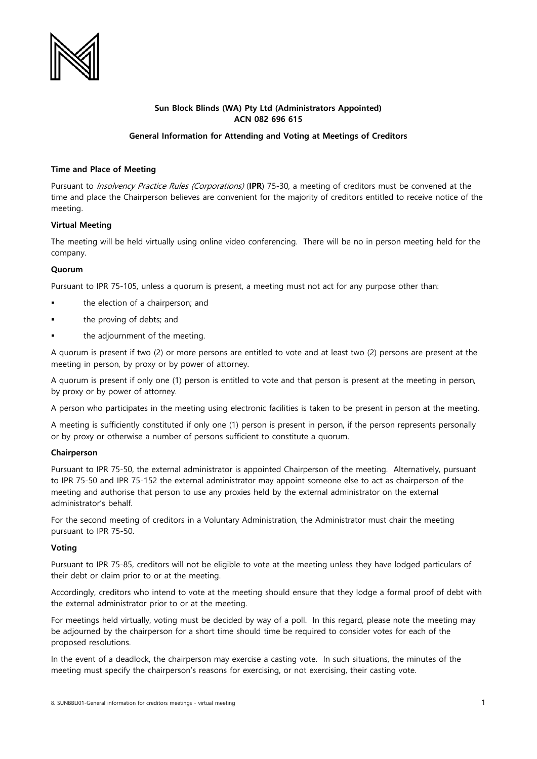**Sun Block Blinds (WA) Pty Ltd (Administrators Appointed)**
**ACN 082 696 615**

**General Information for Attending and Voting at Meetings of Creditors**

**Time and Place of Meeting**

Pursuant to *Insolvency Practice Rules (Corporations)* (**IPR**) 75-30, a meeting of creditors must be convened at the time and place the Chairperson believes are convenient for the majority of creditors entitled to receive notice of the meeting.

**Virtual Meeting**

The meeting will be held virtually using online video conferencing. There will be no in person meeting held for the company.

**Quorum**

Pursuant to IPR 75-105, unless a quorum is present, a meeting must not act for any purpose other than:

- the election of a chairperson; and
- the proving of debts; and
- the adjournment of the meeting.

A quorum is present if two (2) or more persons are entitled to vote and at least two (2) persons are present at the meeting in person, by proxy or by power of attorney.

A quorum is present if only one (1) person is entitled to vote and that person is present at the meeting in person, by proxy or by power of attorney.

A person who participates in the meeting using electronic facilities is taken to be present in person at the meeting.

A meeting is sufficiently constituted if only one (1) person is present in person, if the person represents personally or by proxy or otherwise a number of persons sufficient to constitute a quorum.

**Chairperson**

Pursuant to IPR 75-50, the external administrator is appointed Chairperson of the meeting. Alternatively, pursuant to IPR 75-50 and IPR 75-152 the external administrator may appoint someone else to act as chairperson of the meeting and authorise that person to use any proxies held by the external administrator on the external administrator's behalf.

For the second meeting of creditors in a Voluntary Administration, the Administrator must chair the meeting pursuant to IPR 75-50.

**Voting**

Pursuant to IPR 75-85, creditors will not be eligible to vote at the meeting unless they have lodged particulars of their debt or claim prior to or at the meeting.

Accordingly, creditors who intend to vote at the meeting should ensure that they lodge a formal proof of debt with the external administrator prior to or at the meeting.

For meetings held virtually, voting must be decided by way of a poll. In this regard, please note the meeting may be adjourned by the chairperson for a short time should time be required to consider votes for each of the proposed resolutions.

In the event of a deadlock, the chairperson may exercise a casting vote. In such situations, the minutes of the meeting must specify the chairperson's reasons for exercising, or not exercising, their casting vote.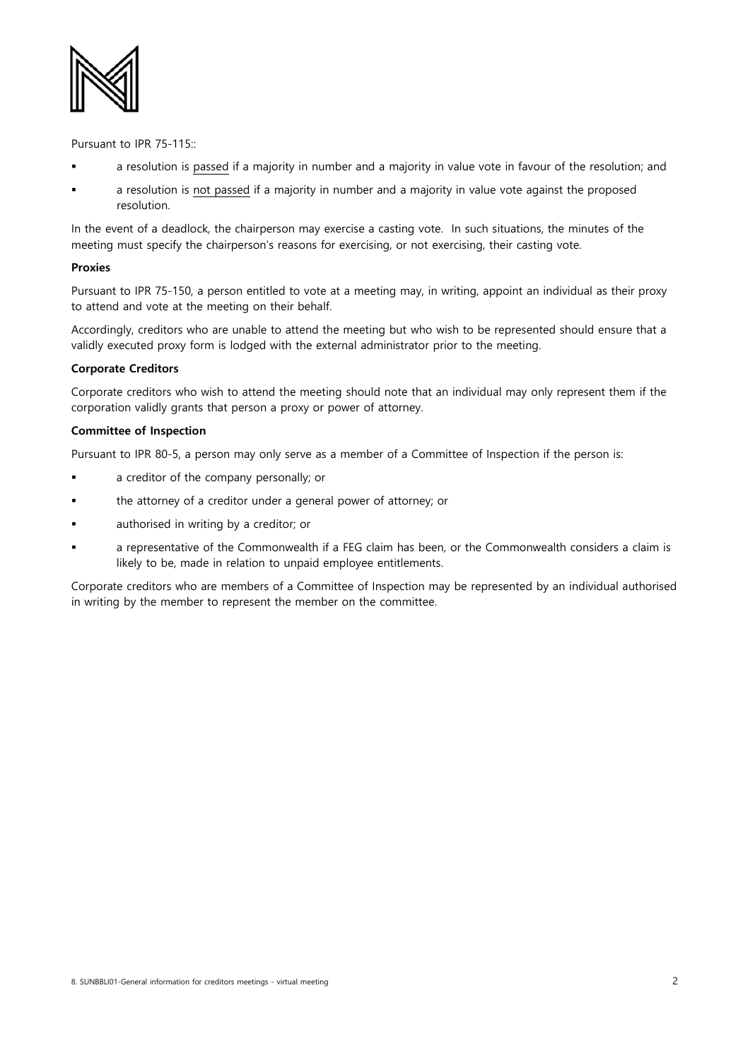Pursuant to IPR 75-115::

- a resolution is passed if a majority in number and a majority in value vote in favour of the resolution; and
- a resolution is not passed if a majority in number and a majority in value vote against the proposed resolution.

In the event of a deadlock, the chairperson may exercise a casting vote. In such situations, the minutes of the meeting must specify the chairperson's reasons for exercising, or not exercising, their casting vote.

**Proxies**

Pursuant to IPR 75-150, a person entitled to vote at a meeting may, in writing, appoint an individual as their proxy to attend and vote at the meeting on their behalf.

Accordingly, creditors who are unable to attend the meeting but who wish to be represented should ensure that a validly executed proxy form is lodged with the external administrator prior to the meeting.

**Corporate Creditors**

Corporate creditors who wish to attend the meeting should note that an individual may only represent them if the corporation validly grants that person a proxy or power of attorney.

**Committee of Inspection**

Pursuant to IPR 80-5, a person may only serve as a member of a Committee of Inspection if the person is:

- a creditor of the company personally; or
- the attorney of a creditor under a general power of attorney; or
- authorised in writing by a creditor; or
- a representative of the Commonwealth if a FEG claim has been, or the Commonwealth considers a claim is likely to be, made in relation to unpaid employee entitlements.

Corporate creditors who are members of a Committee of Inspection may be represented by an individual authorised in writing by the member to represent the member on the committee.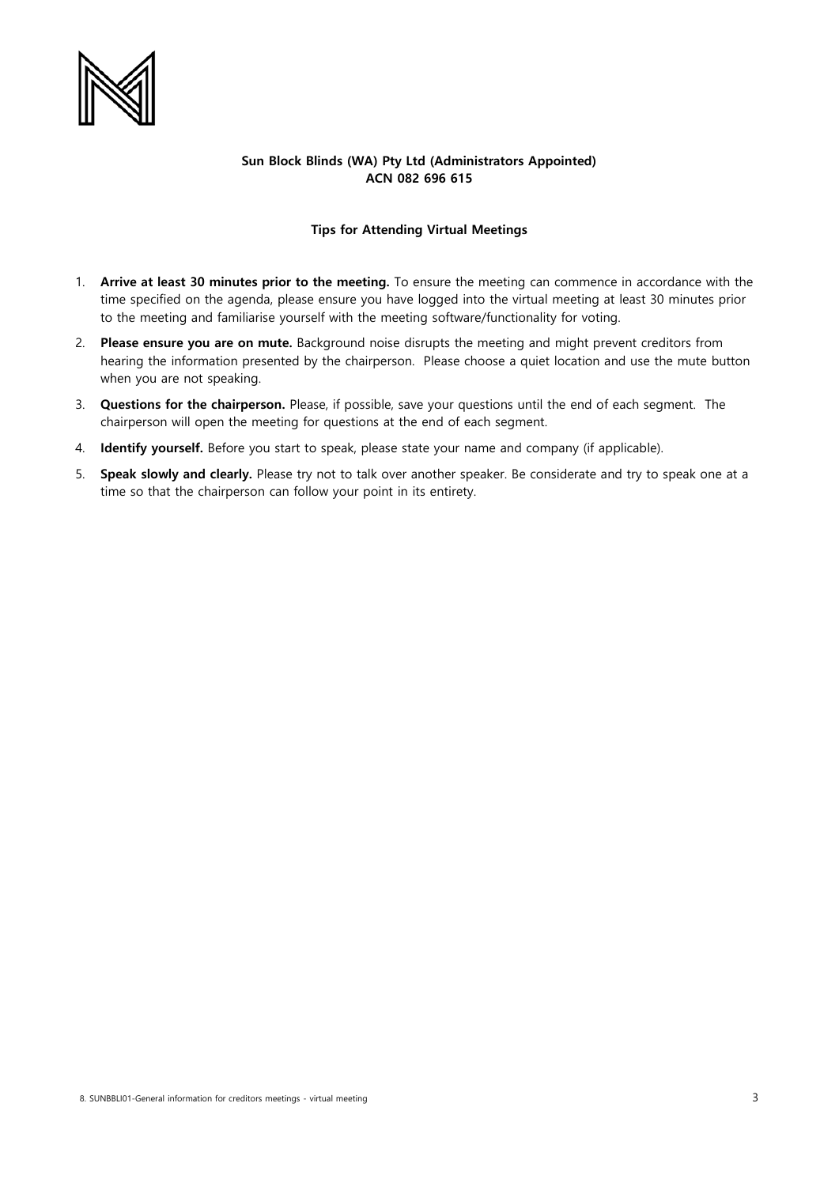**Sun Block Blinds (WA) Pty Ltd (Administrators Appointed)**
**ACN 082 696 615**

## Tips for Attending Virtual Meetings

1. **Arrive at least 30 minutes prior to the meeting.** To ensure the meeting can commence in accordance with the time specified on the agenda, please ensure you have logged into the virtual meeting at least 30 minutes prior to the meeting and familiarise yourself with the meeting software/functionality for voting.
2. **Please ensure you are on mute.** Background noise disrupts the meeting and might prevent creditors from hearing the information presented by the chairperson. Please choose a quiet location and use the mute button when you are not speaking.
3. **Questions for the chairperson.** Please, if possible, save your questions until the end of each segment. The chairperson will open the meeting for questions at the end of each segment.
4. **Identify yourself.** Before you start to speak, please state your name and company (if applicable).
5. **Speak slowly and clearly.** Please try not to talk over another speaker. Be considerate and try to speak one at a time so that the chairperson can follow your point in its entirety.